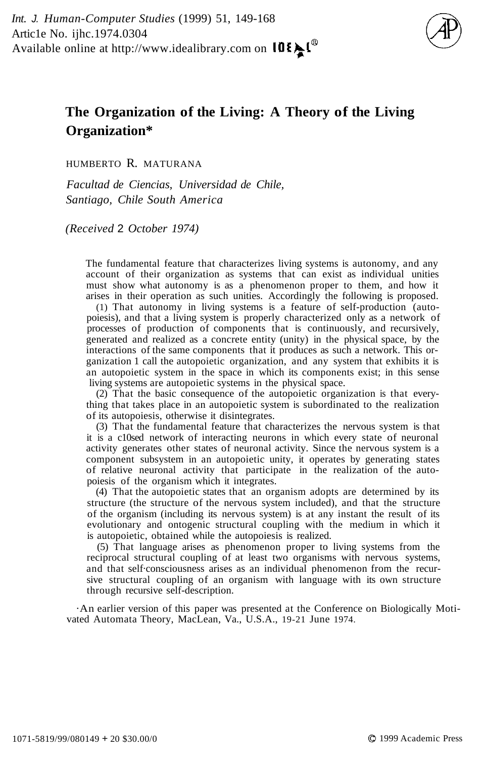# The Organization of the Living: A Theory of the Living Organization*

HUMBERTO R. MATURANA

*Facultad de Ciencias, Universidad de Chile, Santiago, Chile South America*

*(Received 2 October 1974)*

The fundamental feature that characterizes living systems is autonomy, and any account of their organization as systems that can exist as individual unities must show what autonomy is as a phenomenon proper to them, and how it arises in their operation as such unities. Accordingly the following is proposed.

(1) That autonomy in living systems is a feature of self-production (autopoiesis), and that a living system is properly characterized only as a network of processes of production of components that is continuously, and recursively, generated and realized as a concrete entity (unity) in the physical space, by the interactions of the same components that it produces as such a network. This organization I call the autopoietic organization, and any system that exhibits it is an autopoietic system in the space in which its components exist; in this sense living systems are autopoietic systems in the physical space.

(2) That the basic consequence of the autopoietic organization is that everything that takes place in an autopoietic system is subordinated to the realization of its autopoiesis, otherwise it disintegrates.

(3) That the fundamental feature that characterizes the nervous system is that it is a closed network of interacting neurons in which every state of neuronal activity generates other states of neuronal activity. Since the nervous system is a component subsystem in an autopoietic unity, it operates by generating states of relative neuronal activity that participate in the realization of the autopoiesis of the organism which it integrates.

(4) That the autopoietic states that an organism adopts are determined by its structure (the structure of the nervous system included), and that the structure of the organism (including its nervous system) is at any instant the result of its evolutionary and ontogenic structural coupling with the medium in which it is autopoietic, obtained while the autopoiesis is realized.

(5) That language arises as phenomenon proper to living systems from the reciprocal structural coupling of at least two organisms with nervous systems, and that self·consciousness arises as an individual phenomenon from the recursive structural coupling of an organism with language with its own structure through recursive self-description.

·An earlier version of this paper was presented at the Conference on Biologically Motivated Automata Theory, MacLean, Va., U.S.A., 19-21 June 1974.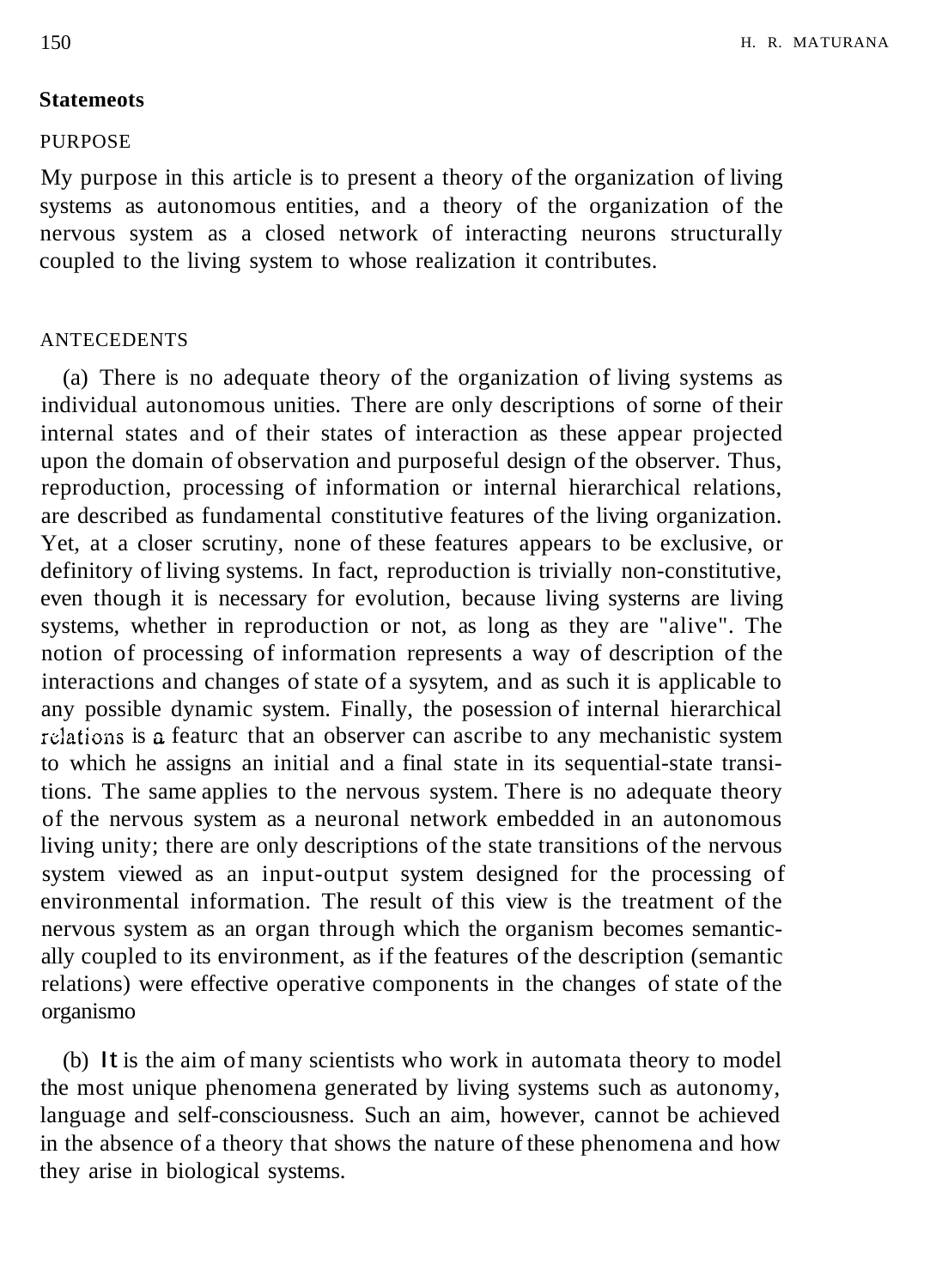## Statemeots

### PURPOSE

My purpose in this article is to present a theory of the organization of living systems as autonomous entities, and a theory of the organization of the nervous system as a closed network of interacting neurons structurally coupled to the living system to whose realization it contributes.

### ANTECEDENTS

(a) There is no adequate theory of the organization of living systems as individual autonomous unities. There are only descriptions of sorne of their internal states and of their states of interaction as these appear projected upon the domain of observation and purposeful design of the observer. Thus, reproduction, processing of information or internal hierarchical relations, are described as fundamental constitutive features of the living organization. Yet, at a closer scrutiny, none of these features appears to be exclusive, or definitory of living systems. In fact, reproduction is trivially non-constitutive, even though it is necessary for evolution, because living systerns are living systems, whether in reproduction or not, as long as they are "alive". The notion of processing of information represents a way of description of the interactions and changes of state of a sysytem, and as such it is applicable to any possible dynamic system. Finally, the posession of internal hierarchical relations is a featurc that an observer can ascribe to any mechanistic system to which he assigns an initial and a final state in its sequential-state transitions. The same applies to the nervous system. There is no adequate theory of the nervous system as a neuronal network embedded in an autonomous living unity; there are only descriptions of the state transitions of the nervous system viewed as an input-output system designed for the processing of environmental information. The result of this view is the treatment of the nervous system as an organ through which the organism becomes semantically coupled to its environment, as if the features of the description (semantic relations) were effective operative components in the changes of state of the organismo

(b) It is the aim of many scientists who work in automata theory to model the most unique phenomena generated by living systems such as autonomy, language and self-consciousness. Such an aim, however, cannot be achieved in the absence of a theory that shows the nature of these phenomena and how they arise in biological systems.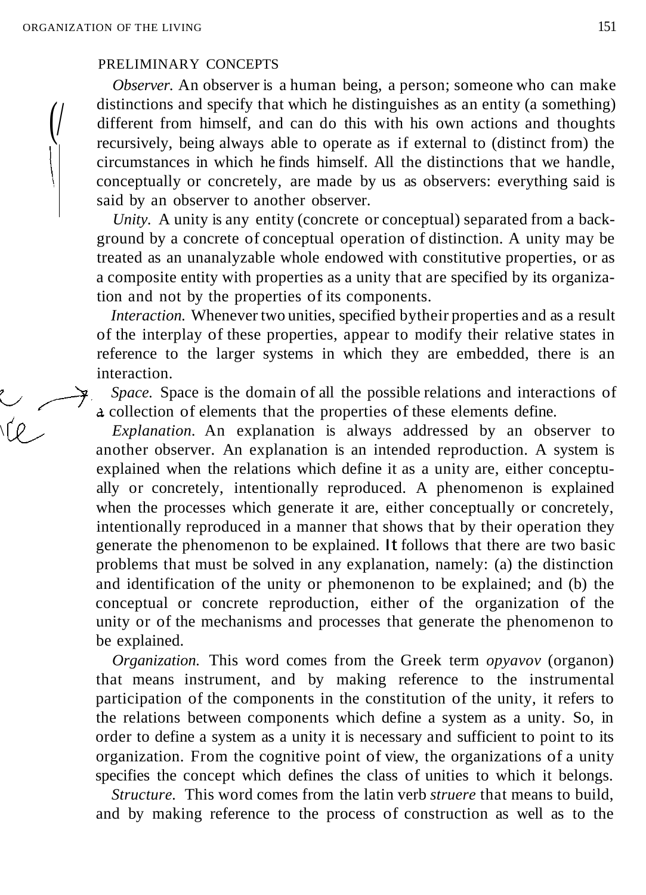## PRELIMINARY CONCEPTS

*Observer.* An observer is a human being, a person; someone who can make distinctions and specify that which he distinguishes as an entity (a something) different from himself, and can do this with his own actions and thoughts recursively, being always able to operate as if external to (distinct from) the circumstances in which he finds himself. All the distinctions that we handle, conceptually or concretely, are made by us as observers: everything said is said by an observer to another observer.

*Unity.* A unity is any entity (concrete or conceptual) separated from a background by a concrete of conceptual operation of distinction. A unity may be treated as an unanalyzable whole endowed with constitutive properties, or as a composite entity with properties as a unity that are specified by its organization and not by the properties of its components.

*Interaction.* Whenever two unities, specified by their properties and as a result of the interplay of these properties, appear to modify their relative states in reference to the larger systems in which they are embedded, there is an interaction.

*Space.* Space is the domain of all the possible relations and interactions of a collection of elements that the properties of these elements define.

*Explanation.* An explanation is always addressed by an observer to another observer. An explanation is an intended reproduction. A system is explained when the relations which define it as a unity are, either conceptually or concretely, intentionally reproduced. A phenomenon is explained when the processes which generate it are, either conceptually or concretely, intentionally reproduced in a manner that shows that by their operation they generate the phenomenon to be explained. It follows that there are two basic problems that must be solved in any explanation, namely: (a) the distinction and identification of the unity or phemonenon to be explained; and (b) the conceptual or concrete reproduction, either of the organization of the unity or of the mechanisms and processes that generate the phenomenon to be explained.

*Organization.* This word comes from the Greek term *opyavov* (organon) that means instrument, and by making reference to the instrumental participation of the components in the constitution of the unity, it refers to the relations between components which define a system as a unity. So, in order to define a system as a unity it is necessary and sufficient to point to its organization. From the cognitive point of view, the organizations of a unity specifies the concept which defines the class of unities to which it belongs.

*Structure.* This word comes from the latin verb *struere* that means to build, and by making reference to the process of construction as well as to the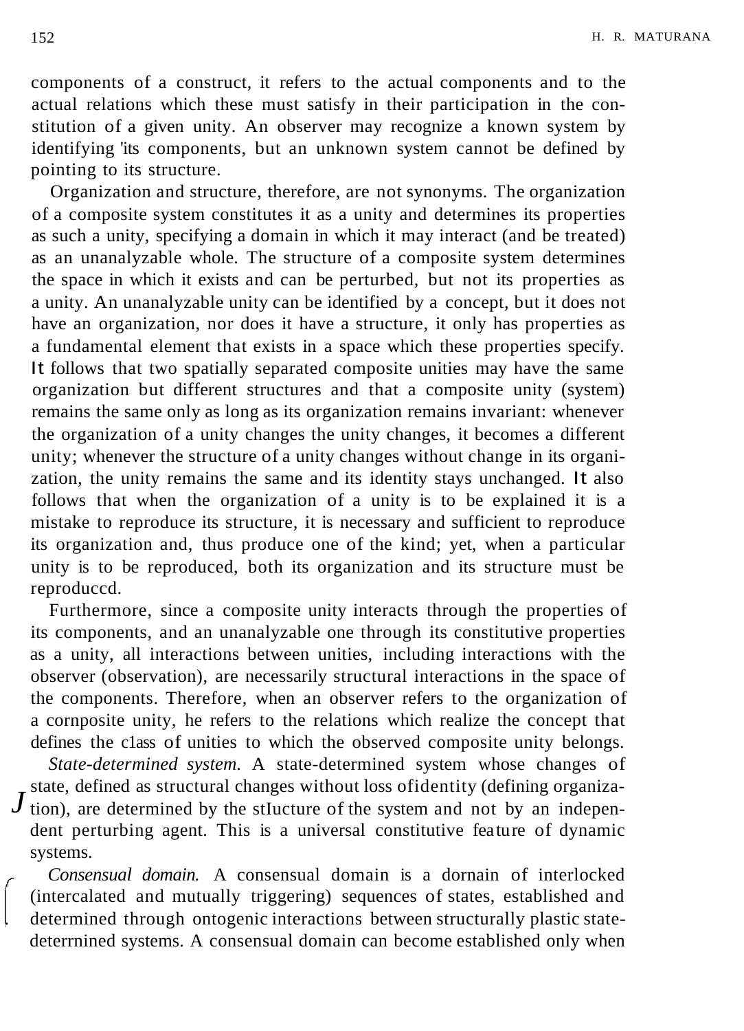components of a construct, it refers to the actual components and to the actual relations which these must satisfy in their participation in the constitution of a given unity. An observer may recognize a known system by identifying 'its components, but an unknown system cannot be defined by pointing to its structure.

Organization and structure, therefore, are not synonyms. The organization of a composite system constitutes it as a unity and determines its properties as such a unity, specifying a domain in which it may interact (and be treated) as an unanalyzable whole. The structure of a composite system determines the space in which it exists and can be perturbed, but not its properties as a unity. An unanalyzable unity can be identified by a concept, but it does not have an organization, nor does it have a structure, it only has properties as a fundamental element that exists in a space which these properties specify. It follows that two spatially separated composite unities may have the same organization but different structures and that a composite unity (system) remains the same only as long as its organization remains invariant: whenever the organization of a unity changes the unity changes, it becomes a different unity; whenever the structure of a unity changes without change in its organization, the unity remains the same and its identity stays unchanged. It also follows that when the organization of a unity is to be explained it is a mistake to reproduce its structure, it is necessary and sufficient to reproduce its organization and, thus produce one of the kind; yet, when a particular unity is to be reproduced, both its organization and its structure must be reproduccd.

Furthermore, since a composite unity interacts through the properties of its components, and an unanalyzable one through its constitutive properties as a unity, all interactions between unities, including interactions with the observer (observation), are necessarily structural interactions in the space of the components. Therefore, when an observer refers to the organization of a cornposite unity, he refers to the relations which realize the concept that defines the c1ass of unities to which the observed composite unity belongs.

*State-determined system.* A state-determined system whose changes of state, defined as structural changes without loss ofidentity (defining organization), are determined by the stIucture of the system and not by an independent perturbing agent. This is a universal constitutive feature of dynamic systems.

*Consensual domain.* A consensual domain is a dornain of interlocked (intercalated and mutually triggering) sequences of states, established and determined through ontogenic interactions between structurally plastic state-deterrnined systems. A consensual domain can become established only when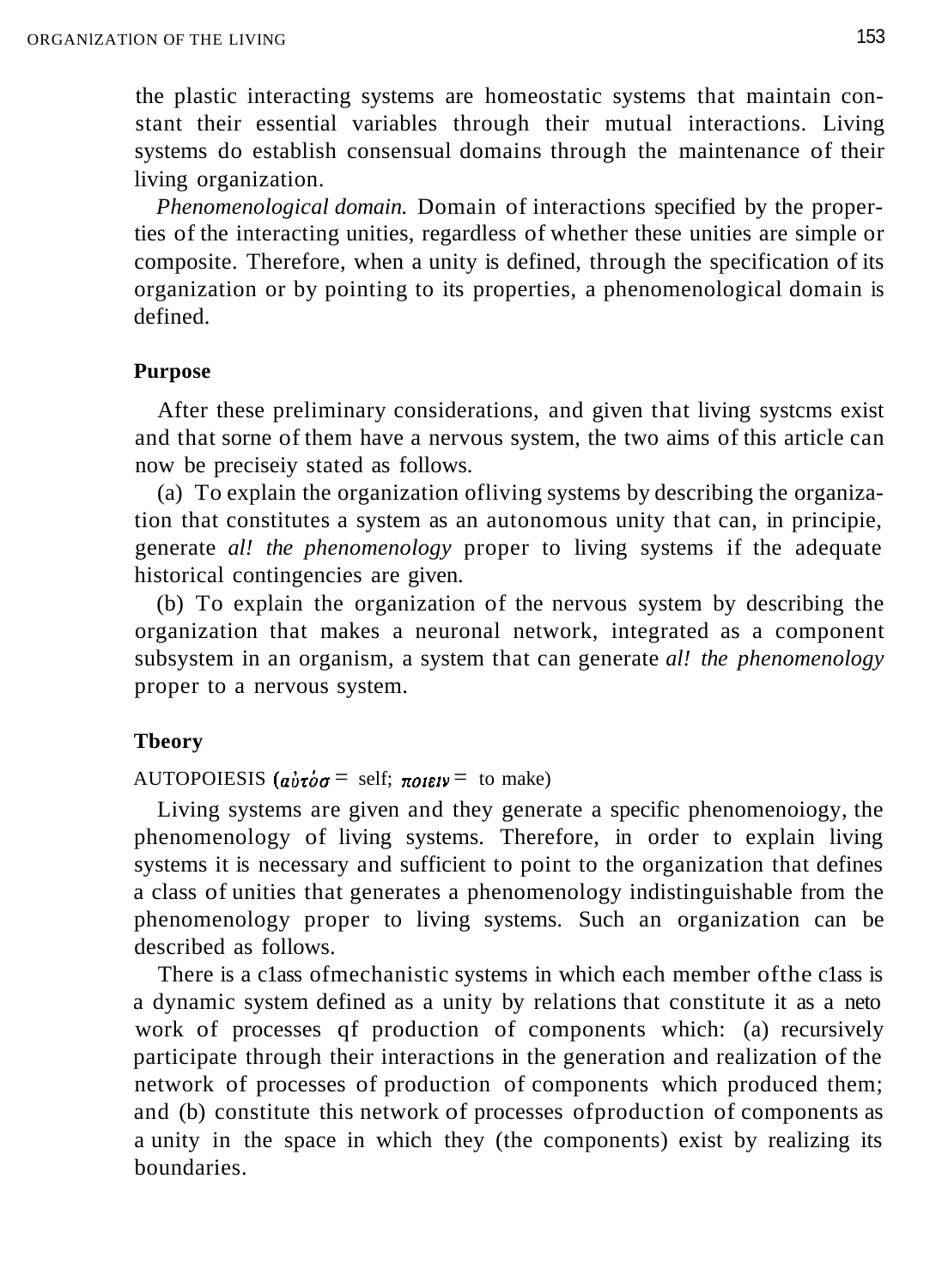the plastic interacting systems are homeostatic systems that maintain constant their essential variables through their mutual interactions. Living systems do establish consensual domains through the maintenance of their living organization.

*Phenomenological domain.* Domain of interactions specified by the properties of the interacting unities, regardless of whether these unities are simple or composite. Therefore, when a unity is defined, through the specification of its organization or by pointing to its properties, a phenomenological domain is defined.

### Purpose

After these preliminary considerations, and given that living systcms exist and that sorne of them have a nervous system, the two aims of this article can now be preciseiy stated as follows.

(a) To explain the organization ofliving systems by describing the organization that constitutes a system as an autonomous unity that can, in principie, generate *al! the phenomenology* proper to living systems if the adequate historical contingencies are given.

(b) To explain the organization of the nervous system by describing the organization that makes a neuronal network, integrated as a component subsystem in an organism, a system that can generate *al! the phenomenology* proper to a nervous system.

### Tbeory

AUTOPOIESIS (αὐτόσ = self; ποιειν = to make)

Living systems are given and they generate a specific phenomenoiogy, the phenomenology of living systems. Therefore, in order to explain living systems it is necessary and sufficient to point to the organization that defines a class of unities that generates a phenomenology indistinguishable from the phenomenology proper to living systems. Such an organization can be described as follows.

There is a c1ass ofmechanistic systems in which each member ofthe c1ass is a dynamic system defined as a unity by relations that constitute it as a neto work of processes qf production of components which: (a) recursively participate through their interactions in the generation and realization of the network of processes of production of components which produced them; and (b) constitute this network of processes ofproduction of components as a unity in the space in which they (the components) exist by realizing its boundaries.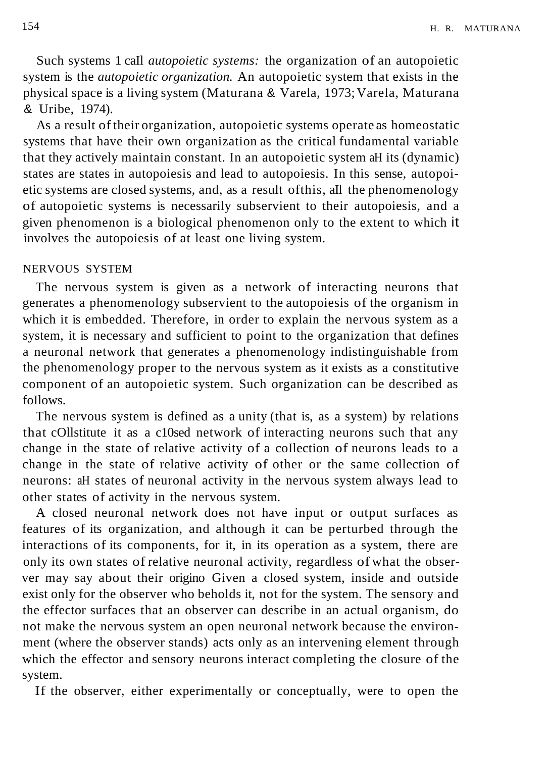Such systems I call *autopoietic systems:* the organization of an autopoietic system is the *autopoietic organization.* An autopoietic system that exists in the physical space is a living system (Maturana & Varela, 1973; Varela, Maturana & Uribe, 1974).

As a result of their organization, autopoietic systems operate as homeostatic systems that have their own organization as the critical fundamental variable that they actively maintain constant. In an autopoietic system all its (dynamic) states are states in autopoiesis and lead to autopoiesis. In this sense, autopoietic systems are closed systems, and, as a result of this, all the phenomenology of autopoietic systems is necessarily subservient to their autopoiesis, and a given phenomenon is a biological phenomenon only to the extent to which it involves the autopoiesis of at least one living system.

## NERVOUS SYSTEM

The nervous system is given as a network of interacting neurons that generates a phenomenology subservient to the autopoiesis of the organism in which it is embedded. Therefore, in order to explain the nervous system as a system, it is necessary and sufficient to point to the organization that defines a neuronal network that generates a phenomenology indistinguishable from the phenomenology proper to the nervous system as it exists as a constitutive component of an autopoietic system. Such organization can be described as follows.

The nervous system is defined as a unity (that is, as a system) by relations that constitute it as a closed network of interacting neurons such that any change in the state of relative activity of a collection of neurons leads to a change in the state of relative activity of other or the same collection of neurons: all states of neuronal activity in the nervous system always lead to other states of activity in the nervous system.

A closed neuronal network does not have input or output surfaces as features of its organization, and although it can be perturbed through the interactions of its components, for it, in its operation as a system, there are only its own states of relative neuronal activity, regardless of what the observer may say about their origin. Given a closed system, inside and outside exist only for the observer who beholds it, not for the system. The sensory and the effector surfaces that an observer can describe in an actual organism, do not make the nervous system an open neuronal network because the environment (where the observer stands) acts only as an intervening element through which the effector and sensory neurons interact completing the closure of the system.

If the observer, either experimentally or conceptually, were to open the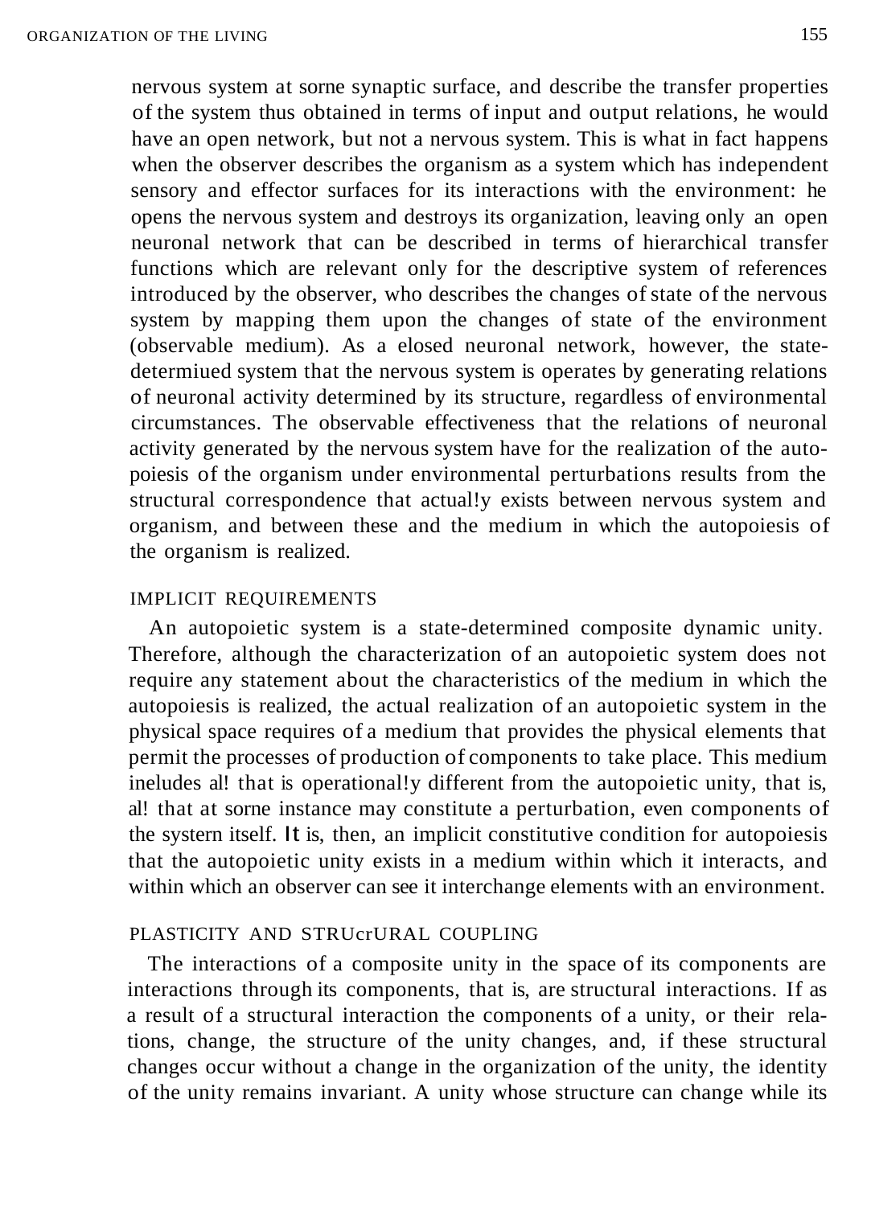nervous system at sorne synaptic surface, and describe the transfer properties of the system thus obtained in terms of input and output relations, he would have an open network, but not a nervous system. This is what in fact happens when the observer describes the organism as a system which has independent sensory and effector surfaces for its interactions with the environment: he opens the nervous system and destroys its organization, leaving only an open neuronal network that can be described in terms of hierarchical transfer functions which are relevant only for the descriptive system of references introduced by the observer, who describes the changes of state of the nervous system by mapping them upon the changes of state of the environment (observable medium). As a elosed neuronal network, however, the state-determiued system that the nervous system is operates by generating relations of neuronal activity determined by its structure, regardless of environmental circumstances. The observable effectiveness that the relations of neuronal activity generated by the nervous system have for the realization of the autopoiesis of the organism under environmental perturbations results from the structural correspondence that actual!y exists between nervous system and organism, and between these and the medium in which the autopoiesis of the organism is realized.

## IMPLICIT REQUIREMENTS

An autopoietic system is a state-determined composite dynamic unity. Therefore, although the characterization of an autopoietic system does not require any statement about the characteristics of the medium in which the autopoiesis is realized, the actual realization of an autopoietic system in the physical space requires of a medium that provides the physical elements that permit the processes of production of components to take place. This medium ineludes al! that is operational!y different from the autopoietic unity, that is, al! that at sorne instance may constitute a perturbation, even components of the systern itself. It is, then, an implicit constitutive condition for autopoiesis that the autopoietic unity exists in a medium within which it interacts, and within which an observer can see it interchange elements with an environment.

## PLASTICITY AND STRUcrURAL COUPLING

The interactions of a composite unity in the space of its components are interactions through its components, that is, are structural interactions. If as a result of a structural interaction the components of a unity, or their relations, change, the structure of the unity changes, and, if these structural changes occur without a change in the organization of the unity, the identity of the unity remains invariant. A unity whose structure can change while its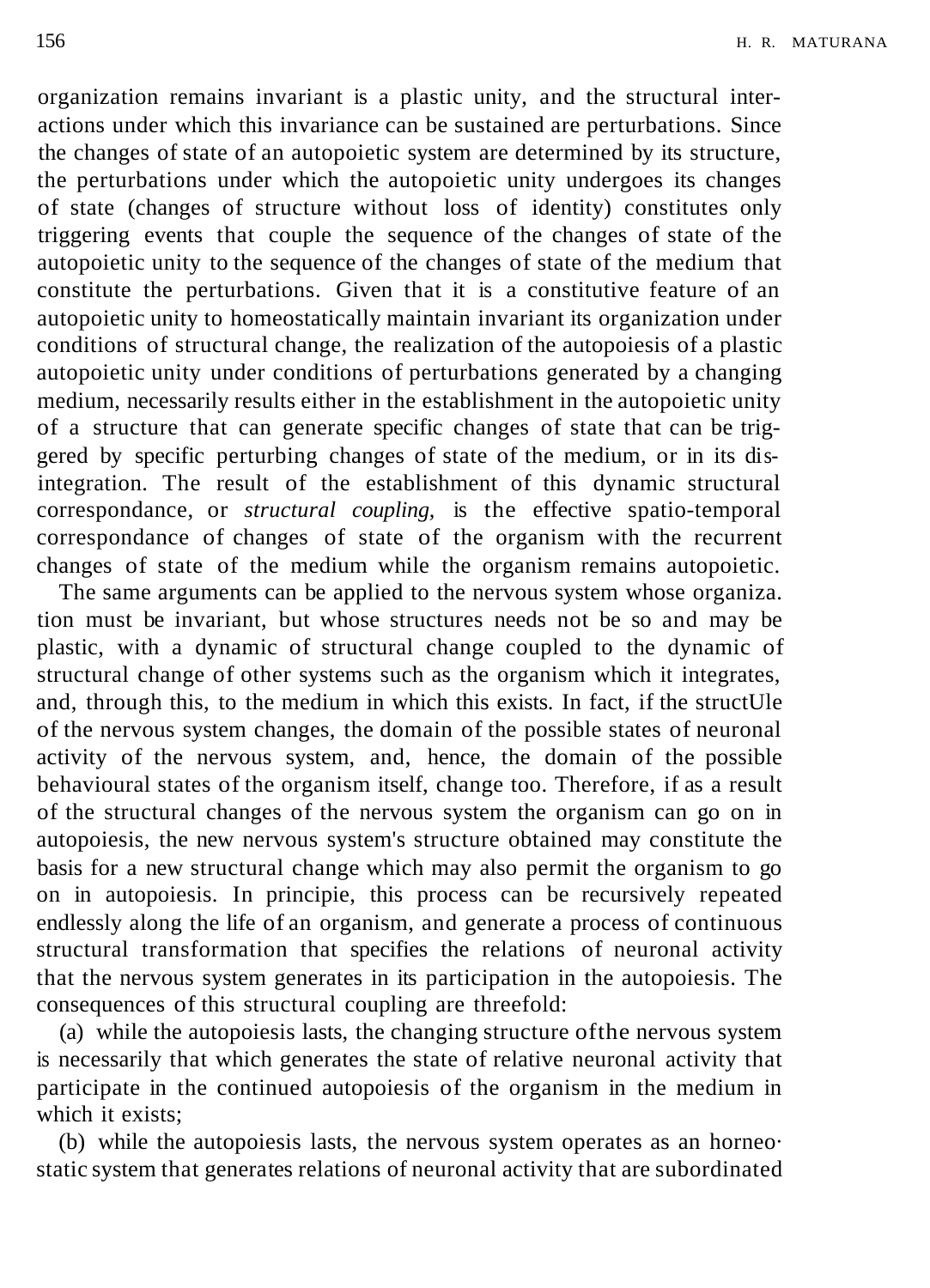organization remains invariant is a plastic unity, and the structural interactions under which this invariance can be sustained are perturbations. Since the changes of state of an autopoietic system are determined by its structure, the perturbations under which the autopoietic unity undergoes its changes of state (changes of structure without loss of identity) constitutes only triggering events that couple the sequence of the changes of state of the autopoietic unity to the sequence of the changes of state of the medium that constitute the perturbations. Given that it is a constitutive feature of an autopoietic unity to homeostatically maintain invariant its organization under conditions of structural change, the realization of the autopoiesis of a plastic autopoietic unity under conditions of perturbations generated by a changing medium, necessarily results either in the establishment in the autopoietic unity of a structure that can generate specific changes of state that can be triggered by specific perturbing changes of state of the medium, or in its disintegration. The result of the establishment of this dynamic structural correspondance, or *structural coupling,* is the effective spatio-temporal correspondance of changes of state of the organism with the recurrent changes of state of the medium while the organism remains autopoietic.

The same arguments can be applied to the nervous system whose organiza. tion must be invariant, but whose structures needs not be so and may be plastic, with a dynamic of structural change coupled to the dynamic of structural change of other systems such as the organism which it integrates, and, through this, to the medium in which this exists. In fact, if the structUle of the nervous system changes, the domain of the possible states of neuronal activity of the nervous system, and, hence, the domain of the possible behavioural states of the organism itself, change too. Therefore, if as a result of the structural changes of the nervous system the organism can go on in autopoiesis, the new nervous system's structure obtained may constitute the basis for a new structural change which may also permit the organism to go on in autopoiesis. In principie, this process can be recursively repeated endlessly along the life of an organism, and generate a process of continuous structural transformation that specifies the relations of neuronal activity that the nervous system generates in its participation in the autopoiesis. The consequences of this structural coupling are threefold:

(a) while the autopoiesis lasts, the changing structure ofthe nervous system is necessarily that which generates the state of relative neuronal activity that participate in the continued autopoiesis of the organism in the medium in which it exists;

(b) while the autopoiesis lasts, the nervous system operates as an horneo· static system that generates relations of neuronal activity that are subordinated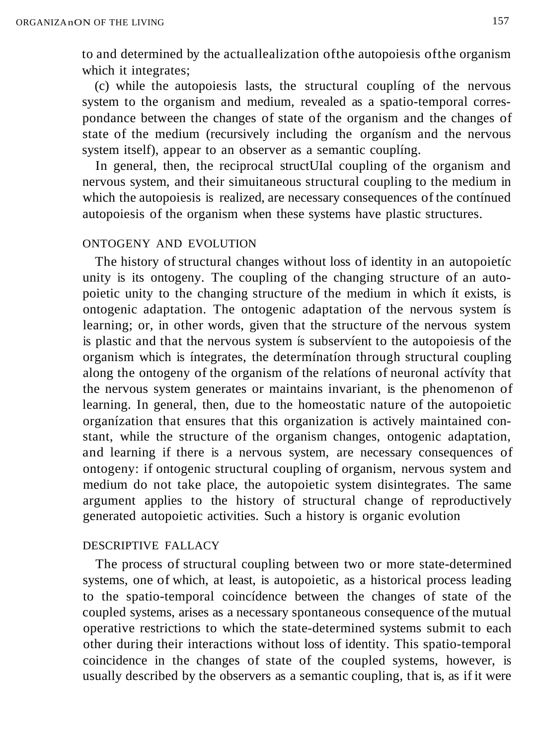to and determined by the actuallealization ofthe autopoiesis ofthe organism which it integrates;

(c) while the autopoiesis lasts, the structural couplíng of the nervous system to the organism and medium, revealed as a spatio-temporal correspondance between the changes of state of the organism and the changes of state of the medium (recursively including the organísm and the nervous system itself), appear to an observer as a semantic couplíng.

In general, then, the reciprocal structUIal coupling of the organism and nervous system, and their simuitaneous structural coupling to the medium in which the autopoiesis is realized, are necessary consequences of the contínued autopoiesis of the organism when these systems have plastic structures.

## ONTOGENY AND EVOLUTION

The history of structural changes without loss of identity in an autopoietíc unity is its ontogeny. The coupling of the changing structure of an autopoietic unity to the changing structure of the medium in which ít exists, is ontogenic adaptation. The ontogenic adaptation of the nervous system ís learning; or, in other words, given that the structure of the nervous system is plastic and that the nervous system ís subservíent to the autopoiesis of the organism which is íntegrates, the determínatíon through structural coupling along the ontogeny of the organism of the relatíons of neuronal actívíty that the nervous system generates or maintains invariant, is the phenomenon of learning. In general, then, due to the homeostatic nature of the autopoietic organízation that ensures that this organization is actively maintained constant, while the structure of the organism changes, ontogenic adaptation, and learning if there is a nervous system, are necessary consequences of ontogeny: if ontogenic structural coupling of organism, nervous system and medium do not take place, the autopoietic system disintegrates. The same argument applies to the history of structural change of reproductively generated autopoietic activities. Such a history is organic evolution

## DESCRIPTIVE FALLACY

The process of structural coupling between two or more state-determined systems, one of which, at least, is autopoietic, as a historical process leading to the spatio-temporal coincídence between the changes of state of the coupled systems, arises as a necessary spontaneous consequence of the mutual operative restrictions to which the state-determined systems submit to each other during their interactions without loss of identity. This spatio-temporal coincidence in the changes of state of the coupled systems, however, is usually described by the observers as a semantic coupling, that is, as if it were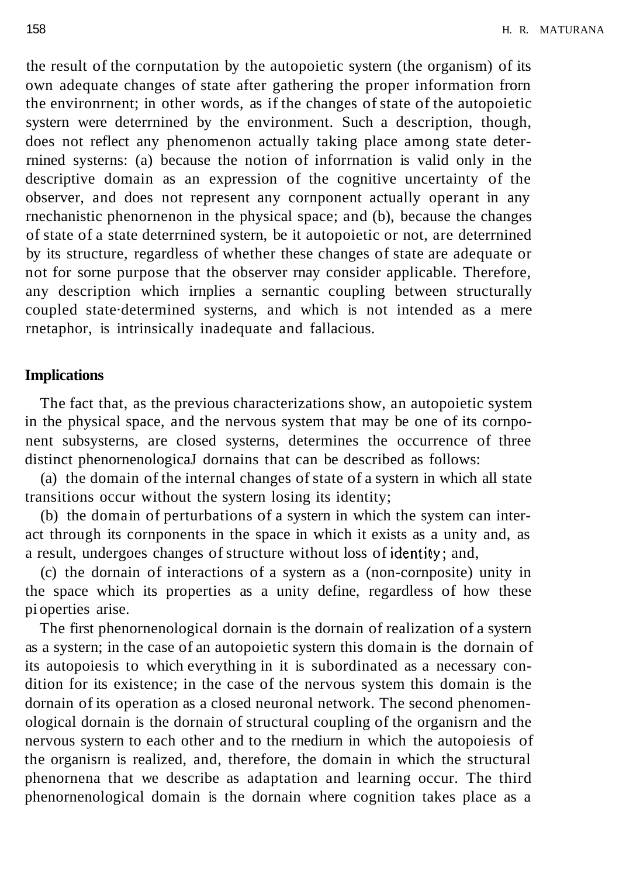the result of the computation by the autopoietic system (the organism) of its own adequate changes of state after gathering the proper information from the environment; in other words, as if the changes of state of the autopoietic system were determined by the environment. Such a description, though, does not reflect any phenomenon actually taking place among state determined systems: (a) because the notion of information is valid only in the descriptive domain as an expression of the cognitive uncertainty of the observer, and does not represent any component actually operant in any mechanistic phenomenon in the physical space; and (b), because the changes of state of a state determined system, be it autopoietic or not, are determined by its structure, regardless of whether these changes of state are adequate or not for some purpose that the observer may consider applicable. Therefore, any description which implies a semantic coupling between structurally coupled state·determined systems, and which is not intended as a mere metaphor, is intrinsically inadequate and fallacious.

## Implications

The fact that, as the previous characterizations show, an autopoietic system in the physical space, and the nervous system that may be one of its component subsystems, are closed systems, determines the occurrence of three distinct phenomenological domains that can be described as follows:

(a) the domain of the internal changes of state of a system in which all state transitions occur without the system losing its identity;

(b) the domain of perturbations of a system in which the system can interact through its components in the space in which it exists as a unity and, as a result, undergoes changes of structure without loss of identity; and,

(c) the domain of interactions of a system as a (non-composite) unity in the space which its properties as a unity define, regardless of how these properties arise.

The first phenomenological domain is the domain of realization of a system as a system; in the case of an autopoietic system this domain is the domain of its autopoiesis to which everything in it is subordinated as a necessary condition for its existence; in the case of the nervous system this domain is the domain of its operation as a closed neuronal network. The second phenomenological domain is the domain of structural coupling of the organism and the nervous system to each other and to the medium in which the autopoiesis of the organism is realized, and, therefore, the domain in which the structural phenomena that we describe as adaptation and learning occur. The third phenomenological domain is the domain where cognition takes place as a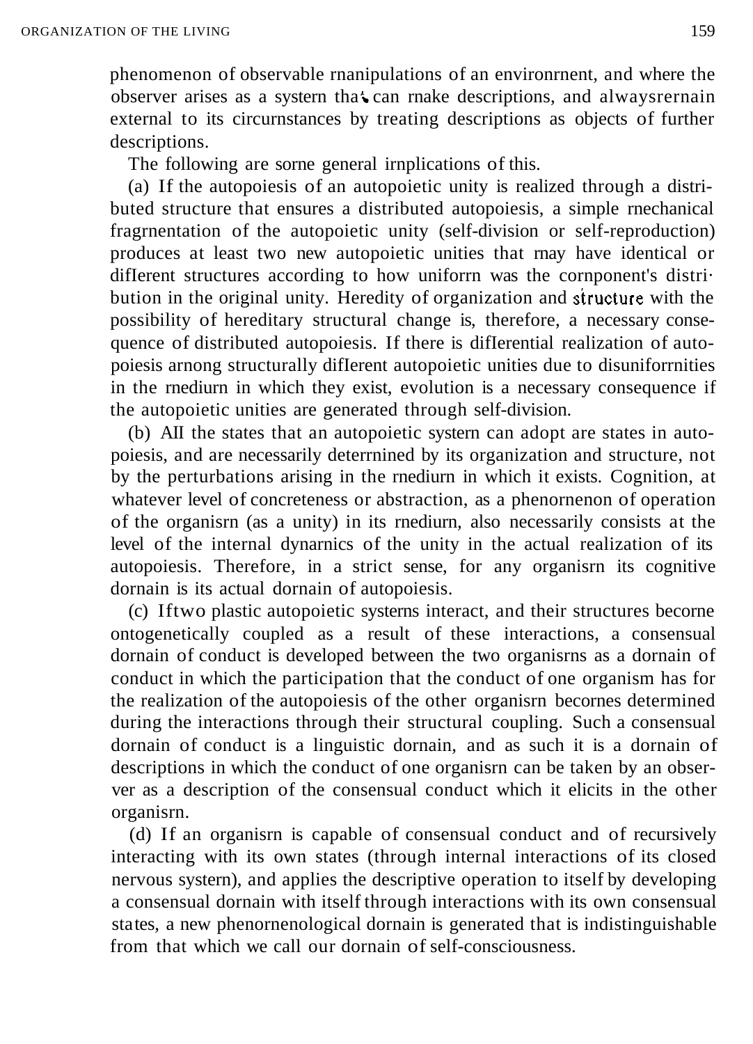phenomenon of observable manipulations of an environment, and where the observer arises as a system that can make descriptions, and always remain external to its circumstances by treating descriptions as objects of further descriptions.

The following are some general implications of this.

(a) If the autopoiesis of an autopoietic unity is realized through a distributed structure that ensures a distributed autopoiesis, a simple mechanical fragmentation of the autopoietic unity (self-division or self-reproduction) produces at least two new autopoietic unities that may have identical or different structures according to how uniform was the component's distribution in the original unity. Heredity of organization and structure with the possibility of hereditary structural change is, therefore, a necessary consequence of distributed autopoiesis. If there is differential realization of autopoiesis among structurally different autopoietic unities due to disuniformities in the medium in which they exist, evolution is a necessary consequence if the autopoietic unities are generated through self-division.

(b) All the states that an autopoietic system can adopt are states in autopoiesis, and are necessarily determined by its organization and structure, not by the perturbations arising in the medium in which it exists. Cognition, at whatever level of concreteness or abstraction, as a phenomenon of operation of the organism (as a unity) in its medium, also necessarily consists at the level of the internal dynamics of the unity in the actual realization of its autopoiesis. Therefore, in a strict sense, for any organism its cognitive domain is its actual domain of autopoiesis.

(c) If two plastic autopoietic systems interact, and their structures become ontogenetically coupled as a result of these interactions, a consensual domain of conduct is developed between the two organisms as a domain of conduct in which the participation that the conduct of one organism has for the realization of the autopoiesis of the other organism becomes determined during the interactions through their structural coupling. Such a consensual domain of conduct is a linguistic domain, and as such it is a domain of descriptions in which the conduct of one organism can be taken by an observer as a description of the consensual conduct which it elicits in the other organism.

(d) If an organism is capable of consensual conduct and of recursively interacting with its own states (through internal interactions of its closed nervous system), and applies the descriptive operation to itself by developing a consensual domain with itself through interactions with its own consensual states, a new phenomenological domain is generated that is indistinguishable from that which we call our domain of self-consciousness.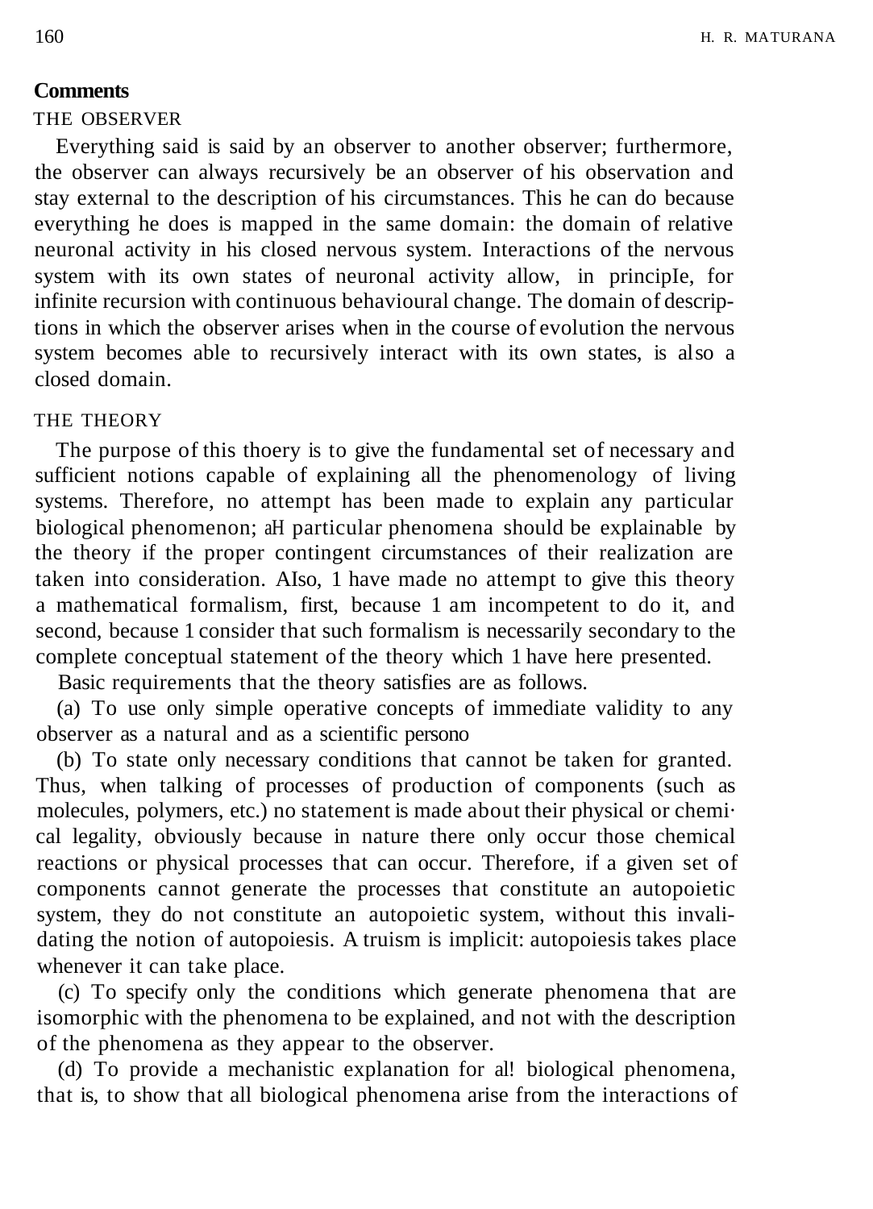## Comments

### THE OBSERVER

Everything said is said by an observer to another observer; furthermore, the observer can always recursively be an observer of his observation and stay external to the description of his circumstances. This he can do because everything he does is mapped in the same domain: the domain of relative neuronal activity in his closed nervous system. Interactions of the nervous system with its own states of neuronal activity allow, in principle, for infinite recursion with continuous behavioural change. The domain of descriptions in which the observer arises when in the course of evolution the nervous system becomes able to recursively interact with its own states, is also a closed domain.

### THE THEORY

The purpose of this thoery is to give the fundamental set of necessary and sufficient notions capable of explaining all the phenomenology of living systems. Therefore, no attempt has been made to explain any particular biological phenomenon; all particular phenomena should be explainable by the theory if the proper contingent circumstances of their realization are taken into consideration. Also, I have made no attempt to give this theory a mathematical formalism, first, because I am incompetent to do it, and second, because I consider that such formalism is necessarily secondary to the complete conceptual statement of the theory which I have here presented.

Basic requirements that the theory satisfies are as follows.

(a) To use only simple operative concepts of immediate validity to any observer as a natural and as a scientific person.

(b) To state only necessary conditions that cannot be taken for granted. Thus, when talking of processes of production of components (such as molecules, polymers, etc.) no statement is made about their physical or chemical legality, obviously because in nature there only occur those chemical reactions or physical processes that can occur. Therefore, if a given set of components cannot generate the processes that constitute an autopoietic system, they do not constitute an autopoietic system, without this invalidating the notion of autopoiesis. A truism is implicit: autopoiesis takes place whenever it can take place.

(c) To specify only the conditions which generate phenomena that are isomorphic with the phenomena to be explained, and not with the description of the phenomena as they appear to the observer.

(d) To provide a mechanistic explanation for all biological phenomena, that is, to show that all biological phenomena arise from the interactions of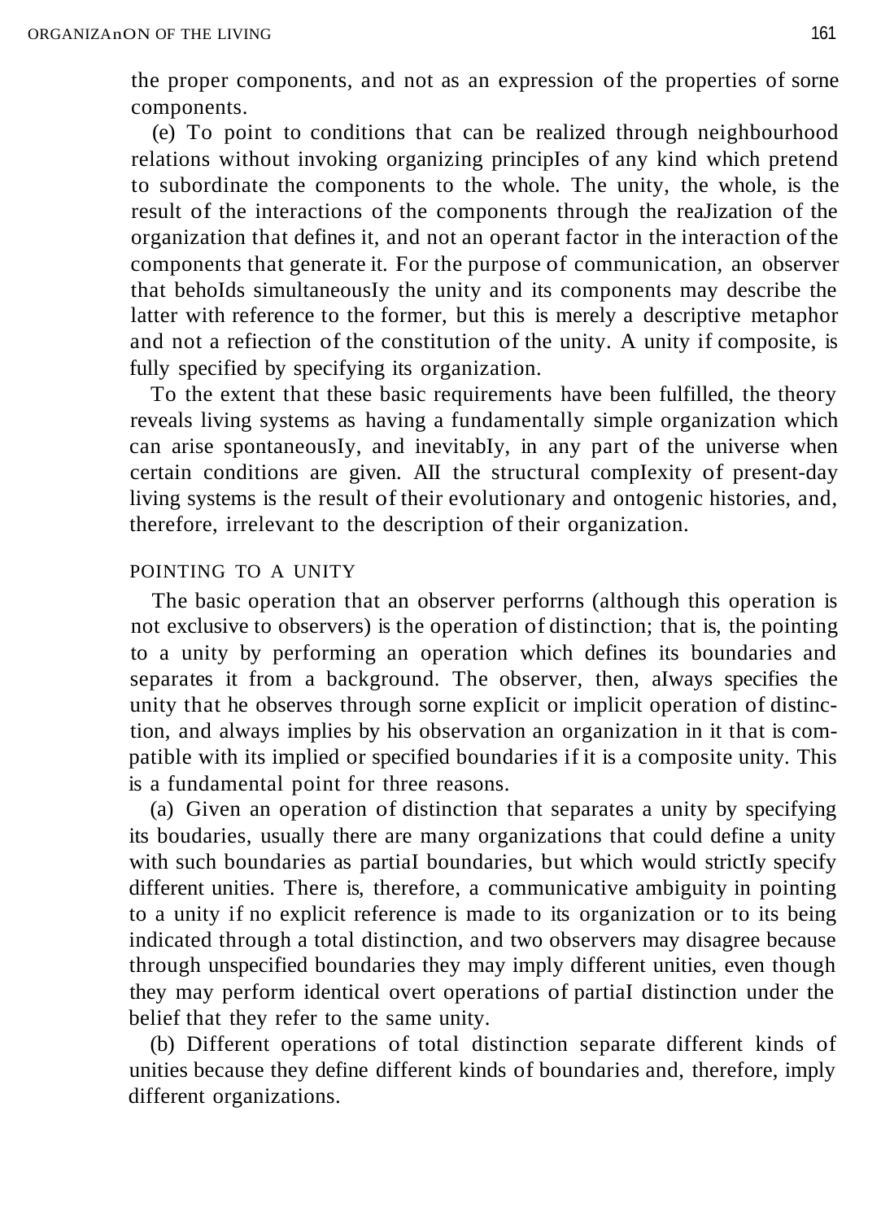the proper components, and not as an expression of the properties of some components.

(e) To point to conditions that can be realized through neighbourhood relations without invoking organizing principles of any kind which pretend to subordinate the components to the whole. The unity, the whole, is the result of the interactions of the components through the realization of the organization that defines it, and not an operant factor in the interaction of the components that generate it. For the purpose of communication, an observer that beholds simultaneously the unity and its components may describe the latter with reference to the former, but this is merely a descriptive metaphor and not a reflection of the constitution of the unity. A unity if composite, is fully specified by specifying its organization.

To the extent that these basic requirements have been fulfilled, the theory reveals living systems as having a fundamentally simple organization which can arise spontaneously, and inevitably, in any part of the universe when certain conditions are given. All the structural complexity of present-day living systems is the result of their evolutionary and ontogenic histories, and, therefore, irrelevant to the description of their organization.

## POINTING TO A UNITY

The basic operation that an observer performs (although this operation is not exclusive to observers) is the operation of distinction; that is, the pointing to a unity by performing an operation which defines its boundaries and separates it from a background. The observer, then, always specifies the unity that he observes through some explicit or implicit operation of distinction, and always implies by his observation an organization in it that is compatible with its implied or specified boundaries if it is a composite unity. This is a fundamental point for three reasons.

(a) Given an operation of distinction that separates a unity by specifying its boudaries, usually there are many organizations that could define a unity with such boundaries as partial boundaries, but which would strictly specify different unities. There is, therefore, a communicative ambiguity in pointing to a unity if no explicit reference is made to its organization or to its being indicated through a total distinction, and two observers may disagree because through unspecified boundaries they may imply different unities, even though they may perform identical overt operations of partial distinction under the belief that they refer to the same unity.

(b) Different operations of total distinction separate different kinds of unities because they define different kinds of boundaries and, therefore, imply different organizations.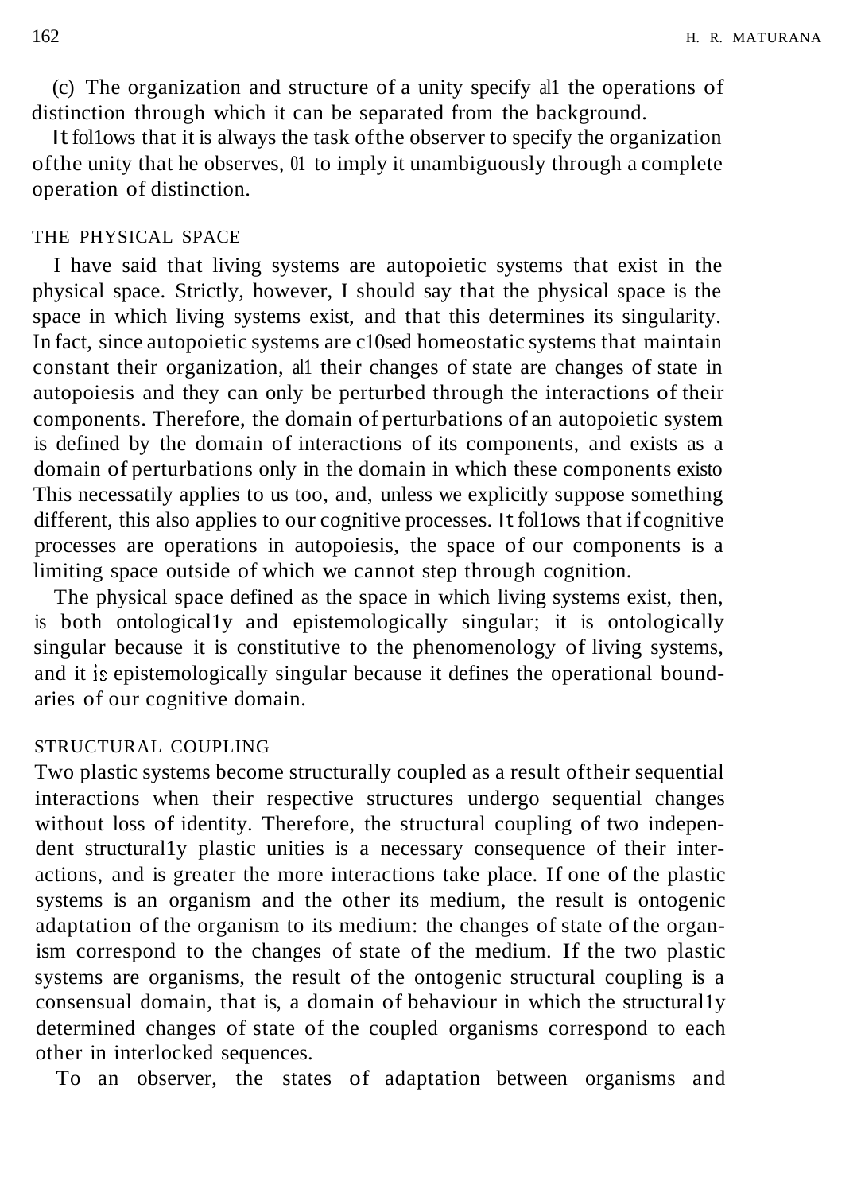(c) The organization and structure of a unity specify all the operations of distinction through which it can be separated from the background.

It follows that it is always the task of the observer to specify the organization of the unity that he observes, or to imply it unambiguously through a complete operation of distinction.

## THE PHYSICAL SPACE

I have said that living systems are autopoietic systems that exist in the physical space. Strictly, however, I should say that the physical space is the space in which living systems exist, and that this determines its singularity. In fact, since autopoietic systems are closed homeostatic systems that maintain constant their organization, all their changes of state are changes of state in autopoiesis and they can only be perturbed through the interactions of their components. Therefore, the domain of perturbations of an autopoietic system is defined by the domain of interactions of its components, and exists as a domain of perturbations only in the domain in which these components exist. This necessatily applies to us too, and, unless we explicitly suppose something different, this also applies to our cognitive processes. It follows that if cognitive processes are operations in autopoiesis, the space of our components is a limiting space outside of which we cannot step through cognition.

The physical space defined as the space in which living systems exist, then, is both ontologically and epistemologically singular; it is ontologically singular because it is constitutive to the phenomenology of living systems, and it is epistemologically singular because it defines the operational boundaries of our cognitive domain.

## STRUCTURAL COUPLING

Two plastic systems become structurally coupled as a result of their sequential interactions when their respective structures undergo sequential changes without loss of identity. Therefore, the structural coupling of two independent structurally plastic unities is a necessary consequence of their interactions, and is greater the more interactions take place. If one of the plastic systems is an organism and the other its medium, the result is ontogenic adaptation of the organism to its medium: the changes of state of the organism correspond to the changes of state of the medium. If the two plastic systems are organisms, the result of the ontogenic structural coupling is a consensual domain, that is, a domain of behaviour in which the structurally determined changes of state of the coupled organisms correspond to each other in interlocked sequences.

To an observer, the states of adaptation between organisms and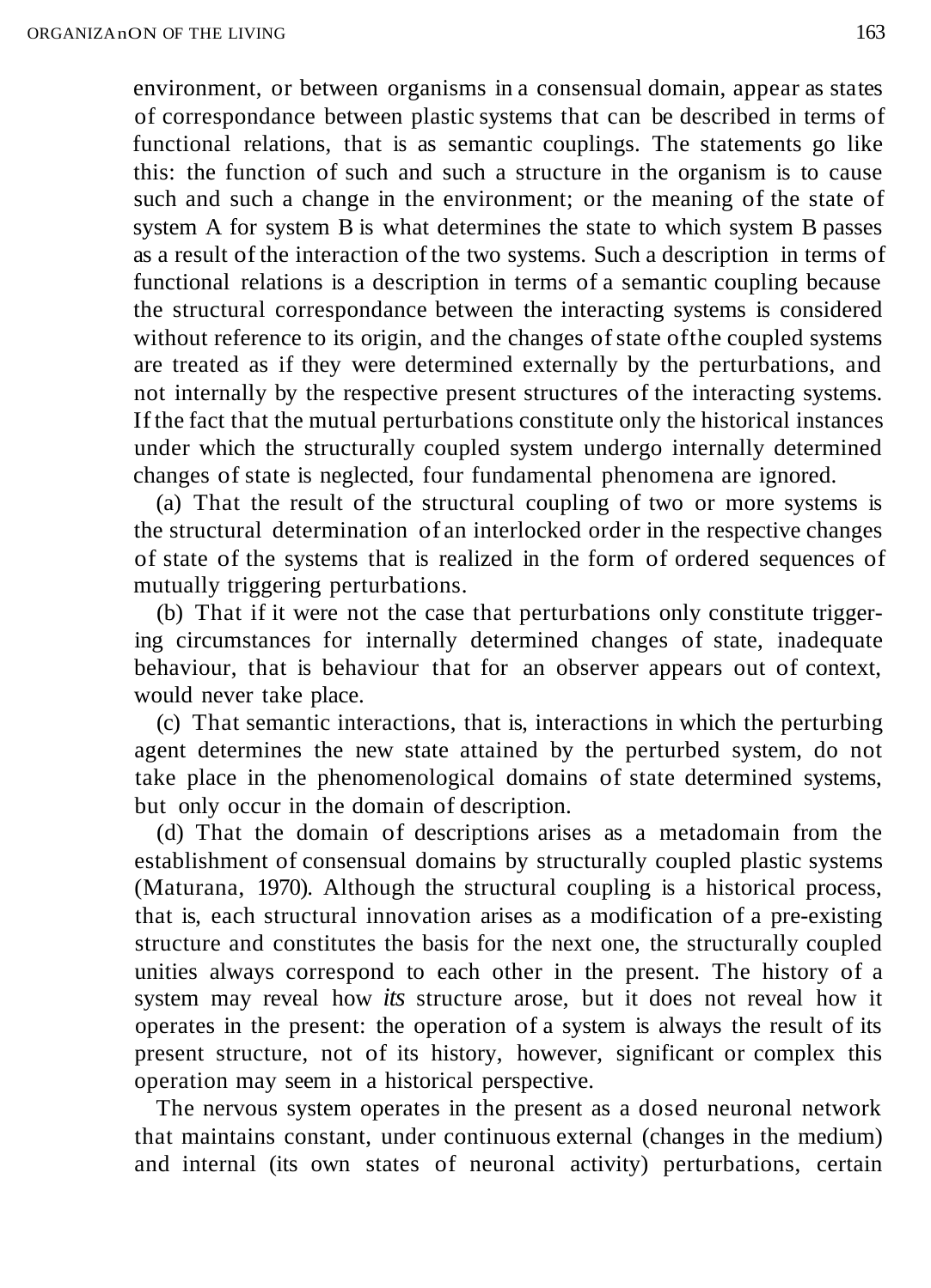environment, or between organisms in a consensual domain, appear as states of correspondance between plastic systems that can be described in terms of functional relations, that is as semantic couplings. The statements go like this: the function of such and such a structure in the organism is to cause such and such a change in the environment; or the meaning of the state of system A for system B is what determines the state to which system B passes as a result of the interaction of the two systems. Such a description in terms of functional relations is a description in terms of a semantic coupling because the structural correspondance between the interacting systems is considered without reference to its origin, and the changes of state ofthe coupled systems are treated as if they were determined externally by the perturbations, and not internally by the respective present structures of the interacting systems. If the fact that the mutual perturbations constitute only the historical instances under which the structurally coupled system undergo internally determined changes of state is neglected, four fundamental phenomena are ignored.

(a) That the result of the structural coupling of two or more systems is the structural determination of an interlocked order in the respective changes of state of the systems that is realized in the form of ordered sequences of mutually triggering perturbations.

(b) That if it were not the case that perturbations only constitute triggering circumstances for internally determined changes of state, inadequate behaviour, that is behaviour that for an observer appears out of context, would never take place.

(c) That semantic interactions, that is, interactions in which the perturbing agent determines the new state attained by the perturbed system, do not take place in the phenomenological domains of state determined systems, but only occur in the domain of description.

(d) That the domain of descriptions arises as a metadomain from the establishment of consensual domains by structurally coupled plastic systems (Maturana, 1970). Although the structural coupling is a historical process, that is, each structural innovation arises as a modification of a pre-existing structure and constitutes the basis for the next one, the structurally coupled unities always correspond to each other in the present. The history of a system may reveal how *its* structure arose, but it does not reveal how it operates in the present: the operation of a system is always the result of its present structure, not of its history, however, significant or complex this operation may seem in a historical perspective.

The nervous system operates in the present as a dosed neuronal network that maintains constant, under continuous external (changes in the medium) and internal (its own states of neuronal activity) perturbations, certain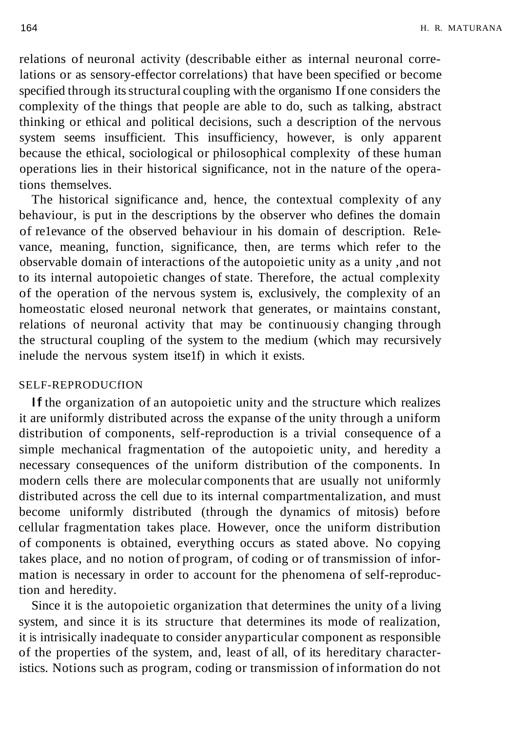relations of neuronal activity (describable either as internal neuronal correlations or as sensory-effector correlations) that have been specified or become specified through its structural coupling with the organismo If one considers the complexity of the things that people are able to do, such as talking, abstract thinking or ethical and political decisions, such a description of the nervous system seems insufficient. This insufficiency, however, is only apparent because the ethical, sociological or philosophical complexity of these human operations lies in their historical significance, not in the nature of the operations themselves.

The historical significance and, hence, the contextual complexity of any behaviour, is put in the descriptions by the observer who defines the domain of re1evance of the observed behaviour in his domain of description. Re1evance, meaning, function, significance, then, are terms which refer to the observable domain of interactions of the autopoietic unity as a unity ,and not to its internal autopoietic changes of state. Therefore, the actual complexity of the operation of the nervous system is, exclusively, the complexity of an homeostatic elosed neuronal network that generates, or maintains constant, relations of neuronal activity that may be continuousiy changing through the structural coupling of the system to the medium (which may recursively inelude the nervous system itse1f) in which it exists.

## SELF-REPRODUCfION

If the organization of an autopoietic unity and the structure which realizes it are uniformly distributed across the expanse of the unity through a uniform distribution of components, self-reproduction is a trivial consequence of a simple mechanical fragmentation of the autopoietic unity, and heredity a necessary consequences of the uniform distribution of the components. In modern cells there are molecular components that are usually not uniformly distributed across the cell due to its internal compartmentalization, and must become uniformly distributed (through the dynamics of mitosis) before cellular fragmentation takes place. However, once the uniform distribution of components is obtained, everything occurs as stated above. No copying takes place, and no notion of program, of coding or of transmission of information is necessary in order to account for the phenomena of self-reproduction and heredity.

Since it is the autopoietic organization that determines the unity of a living system, and since it is its structure that determines its mode of realization, it is intrisically inadequate to consider anyparticular component as responsible of the properties of the system, and, least of all, of its hereditary characteristics. Notions such as program, coding or transmission of information do not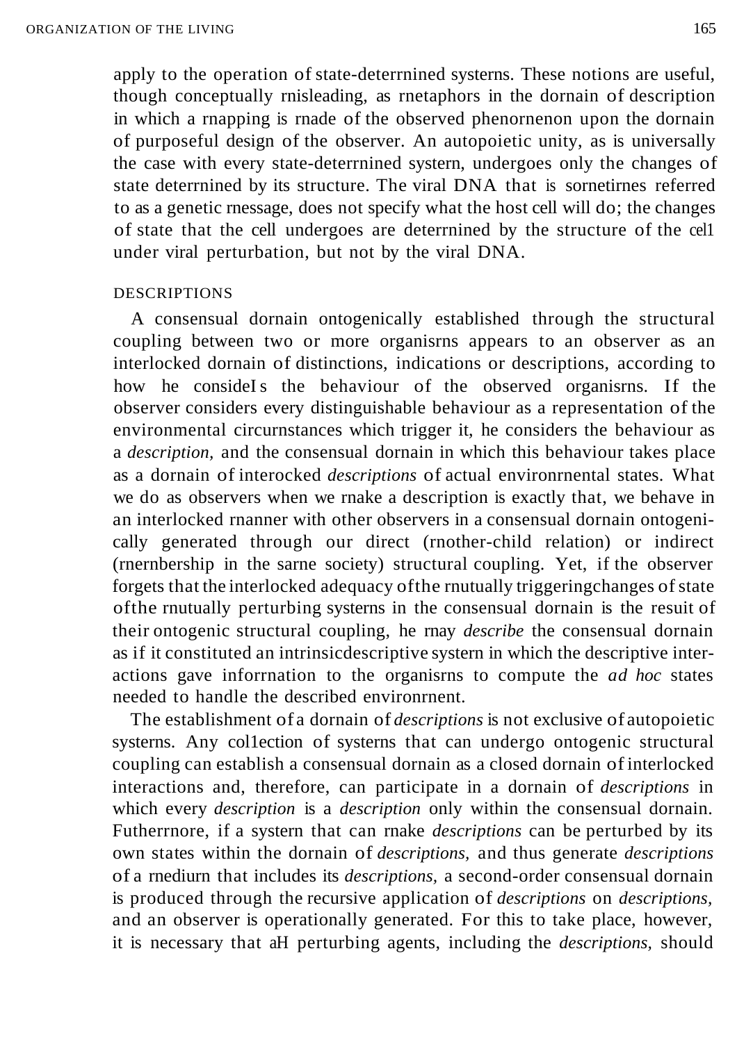apply to the operation of state-determined systems. These notions are useful, though conceptually misleading, as metaphors in the domain of description in which a mapping is made of the observed phenomenon upon the domain of purposeful design of the observer. An autopoietic unity, as is universally the case with every state-determined system, undergoes only the changes of state determined by its structure. The viral DNA that is sometimes referred to as a genetic message, does not specify what the host cell will do; the changes of state that the cell undergoes are determined by the structure of the cell under viral perturbation, but not by the viral DNA.

## DESCRIPTIONS

A consensual domain ontogenically established through the structural coupling between two or more organisms appears to an observer as an interlocked domain of distinctions, indications or descriptions, according to how he considers the behaviour of the observed organisms. If the observer considers every distinguishable behaviour as a representation of the environmental circumstances which trigger it, he considers the behaviour as a *description,* and the consensual domain in which this behaviour takes place as a domain of interocked *descriptions* of actual environmental states. What we do as observers when we make a description is exactly that, we behave in an interlocked manner with other observers in a consensual domain ontogenically generated through our direct (mother-child relation) or indirect (membership in the same society) structural coupling. Yet, if the observer forgets that the interlocked adequacy of the mutually triggering changes of state of the mutually perturbing systems in the consensual domain is the result of their ontogenic structural coupling, he may *describe* the consensual domain as if it constituted an intrinsic descriptive system in which the descriptive interactions gave information to the organisms to compute the *ad hoc* states needed to handle the described environment.

The establishment of a domain of *descriptions* is not exclusive of autopoietic systems. Any collection of systems that can undergo ontogenic structural coupling can establish a consensual domain as a closed domain of interlocked interactions and, therefore, can participate in a domain of *descriptions* in which every *description* is a *description* only within the consensual domain. Futhermore, if a system that can make *descriptions* can be perturbed by its own states within the domain of *descriptions,* and thus generate *descriptions* of a medium that includes its *descriptions,* a second-order consensual domain is produced through the recursive application of *descriptions* on *descriptions,* and an observer is operationally generated. For this to take place, however, it is necessary that all perturbing agents, including the *descriptions,* should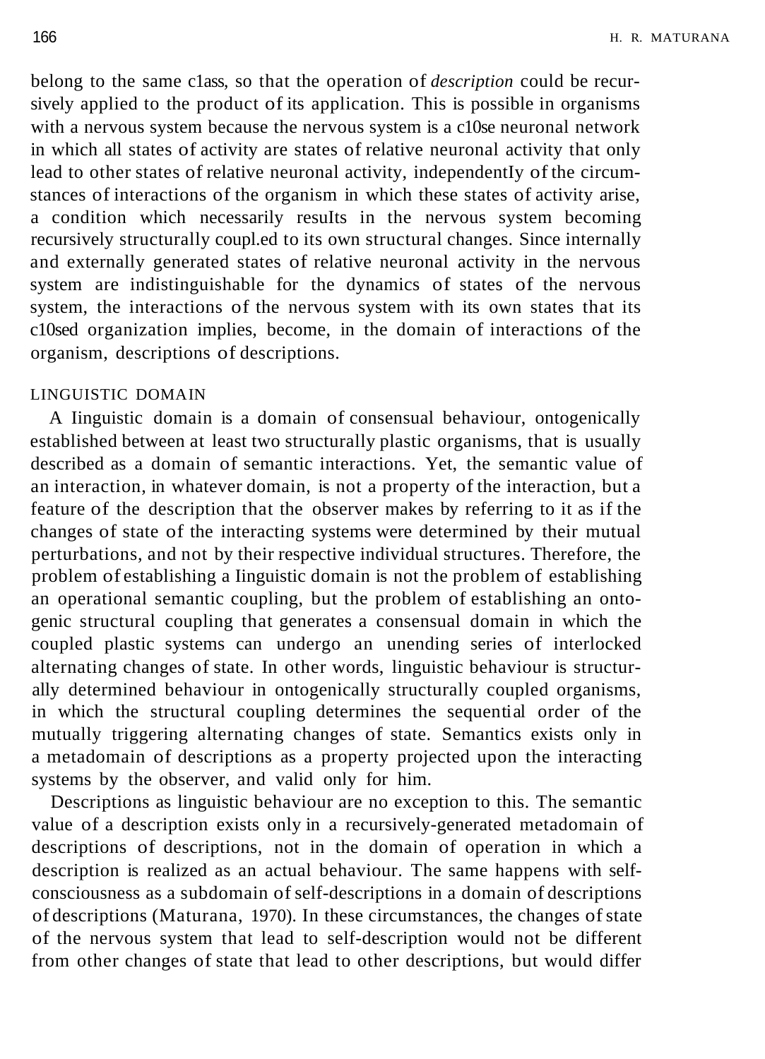belong to the same class, so that the operation of *description* could be recursively applied to the product of its application. This is possible in organisms with a nervous system because the nervous system is a close neuronal network in which all states of activity are states of relative neuronal activity that only lead to other states of relative neuronal activity, independently of the circumstances of interactions of the organism in which these states of activity arise, a condition which necessarily results in the nervous system becoming recursively structurally coupled to its own structural changes. Since internally and externally generated states of relative neuronal activity in the nervous system are indistinguishable for the dynamics of states of the nervous system, the interactions of the nervous system with its own states that its closed organization implies, become, in the domain of interactions of the organism, descriptions of descriptions.

## LINGUISTIC DOMAIN

A linguistic domain is a domain of consensual behaviour, ontogenically established between at least two structurally plastic organisms, that is usually described as a domain of semantic interactions. Yet, the semantic value of an interaction, in whatever domain, is not a property of the interaction, but a feature of the description that the observer makes by referring to it as if the changes of state of the interacting systems were determined by their mutual perturbations, and not by their respective individual structures. Therefore, the problem of establishing a linguistic domain is not the problem of establishing an operational semantic coupling, but the problem of establishing an ontogenic structural coupling that generates a consensual domain in which the coupled plastic systems can undergo an unending series of interlocked alternating changes of state. In other words, linguistic behaviour is structurally determined behaviour in ontogenically structurally coupled organisms, in which the structural coupling determines the sequential order of the mutually triggering alternating changes of state. Semantics exists only in a metadomain of descriptions as a property projected upon the interacting systems by the observer, and valid only for him.

Descriptions as linguistic behaviour are no exception to this. The semantic value of a description exists only in a recursively-generated metadomain of descriptions of descriptions, not in the domain of operation in which a description is realized as an actual behaviour. The same happens with self-consciousness as a subdomain of self-descriptions in a domain of descriptions of descriptions (Maturana, 1970). In these circumstances, the changes of state of the nervous system that lead to self-description would not be different from other changes of state that lead to other descriptions, but would differ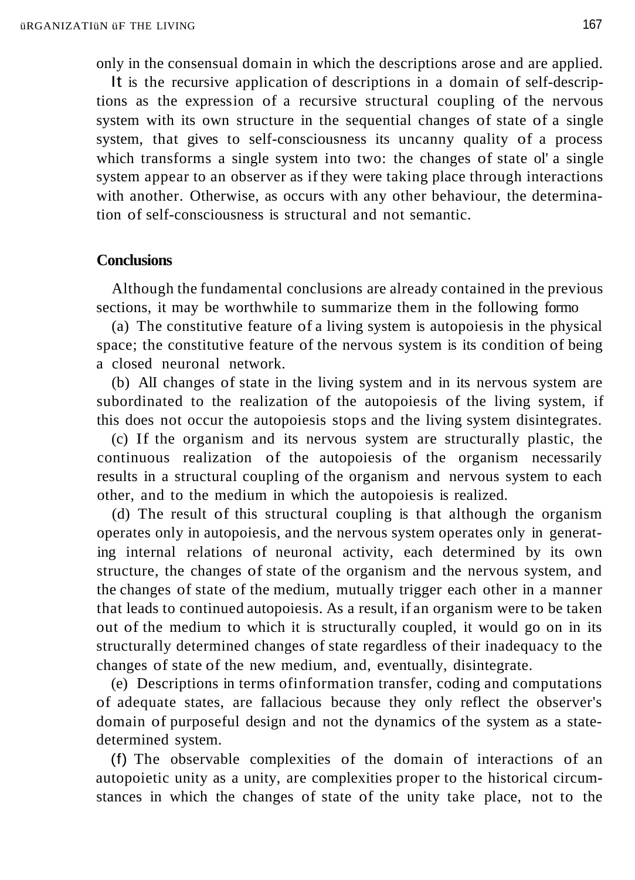only in the consensual domain in which the descriptions arose and are applied.

It is the recursive application of descriptions in a domain of self-descriptions as the expression of a recursive structural coupling of the nervous system with its own structure in the sequential changes of state of a single system, that gives to self-consciousness its uncanny quality of a process which transforms a single system into two: the changes of state ol' a single system appear to an observer as if they were taking place through interactions with another. Otherwise, as occurs with any other behaviour, the determination of self-consciousness is structural and not semantic.

## Conclusions

Although the fundamental conclusions are already contained in the previous sections, it may be worthwhile to summarize them in the following formo

(a) The constitutive feature of a living system is autopoiesis in the physical space; the constitutive feature of the nervous system is its condition of being a closed neuronal network.

(b) All changes of state in the living system and in its nervous system are subordinated to the realization of the autopoiesis of the living system, if this does not occur the autopoiesis stops and the living system disintegrates.

(c) If the organism and its nervous system are structurally plastic, the continuous realization of the autopoiesis of the organism necessarily results in a structural coupling of the organism and nervous system to each other, and to the medium in which the autopoiesis is realized.

(d) The result of this structural coupling is that although the organism operates only in autopoiesis, and the nervous system operates only in generating internal relations of neuronal activity, each determined by its own structure, the changes of state of the organism and the nervous system, and the changes of state of the medium, mutually trigger each other in a manner that leads to continued autopoiesis. As a result, if an organism were to be taken out of the medium to which it is structurally coupled, it would go on in its structurally determined changes of state regardless of their inadequacy to the changes of state of the new medium, and, eventually, disintegrate.

(e) Descriptions in terms ofinformation transfer, coding and computations of adequate states, are fallacious because they only reflect the observer's domain of purposeful design and not the dynamics of the system as a state-determined system.

(f) The observable complexities of the domain of interactions of an autopoietic unity as a unity, are complexities proper to the historical circumstances in which the changes of state of the unity take place, not to the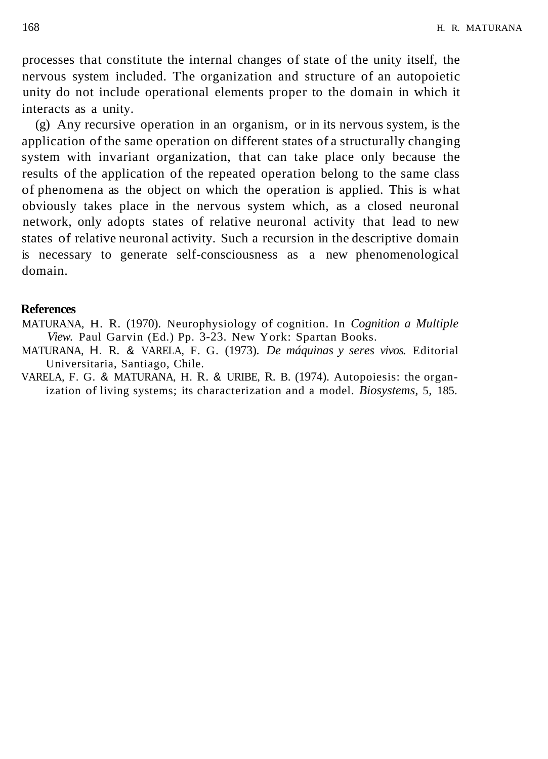processes that constitute the internal changes of state of the unity itself, the nervous system included. The organization and structure of an autopoietic unity do not include operational elements proper to the domain in which it interacts as a unity.

(g) Any recursive operation in an organism, or in its nervous system, is the application of the same operation on different states of a structurally changing system with invariant organization, that can take place only because the results of the application of the repeated operation belong to the same class of phenomena as the object on which the operation is applied. This is what obviously takes place in the nervous system which, as a closed neuronal network, only adopts states of relative neuronal activity that lead to new states of relative neuronal activity. Such a recursion in the descriptive domain is necessary to generate self-consciousness as a new phenomenological domain.

## References

MATURANA, H. R. (1970). Neurophysiology of cognition. In *Cognition a Multiple View.* Paul Garvin (Ed.) Pp. 3-23. New York: Spartan Books.

MATURANA, H. R. & VARELA, F. G. (1973). *De máquinas y seres vivos.* Editorial Universitaria, Santiago, Chile.

VARELA, F. G. & MATURANA, H. R. & URIBE, R. B. (1974). Autopoiesis: the organization of living systems; its characterization and a model. *Biosystems,* 5, 185.